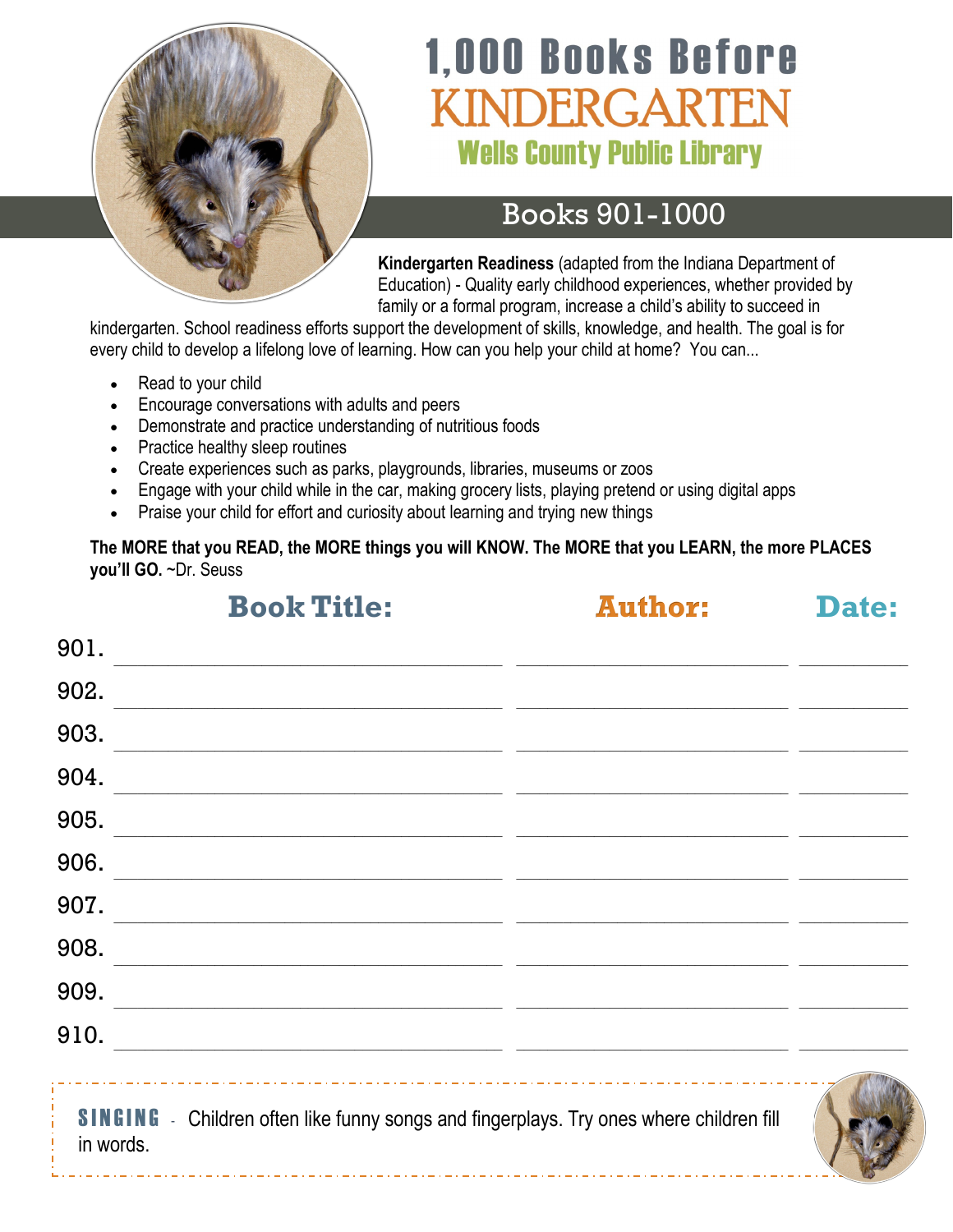# 1,000 Books Before KINDERGARTEN

## Wells County Public Library

## Books 901-1000

**Kindergarten Readiness** (adapted from the Indiana Department of Education) - Quality early childhood experiences, whether provided by family or a formal program, increase a child's ability to succeed in kindergarten. School readiness efforts support the development of skills, knowledge, and health. The goal is for every child to develop a lifelong love of learning. How can you help your child at home? You can...

- Read to your child
- Encourage conversations with adults and peers
- Demonstrate and practice understanding of nutritious foods
- Practice healthy sleep routines
- Create experiences such as parks, playgrounds, libraries, museums or zoos
- Engage with your child while in the car, making grocery lists, playing pretend or using digital apps
- Praise your child for effort and curiosity about learning and trying new things

**The MORE that you READ, the MORE things you will KNOW. The MORE that you LEARN, the more PLACES you'll GO.** ~Dr. Seuss

| | Book Title: | Author: | Date: |
|---|---|---|---|
| 901. | | | |
| 902. | | | |
| 903. | | | |
| 904. | | | |
| 905. | | | |
| 906. | | | |
| 907. | | | |
| 908. | | | |
| 909. | | | |
| 910. | | | |

**SINGING** - Children often like funny songs and fingerplays. Try ones where children fill in words.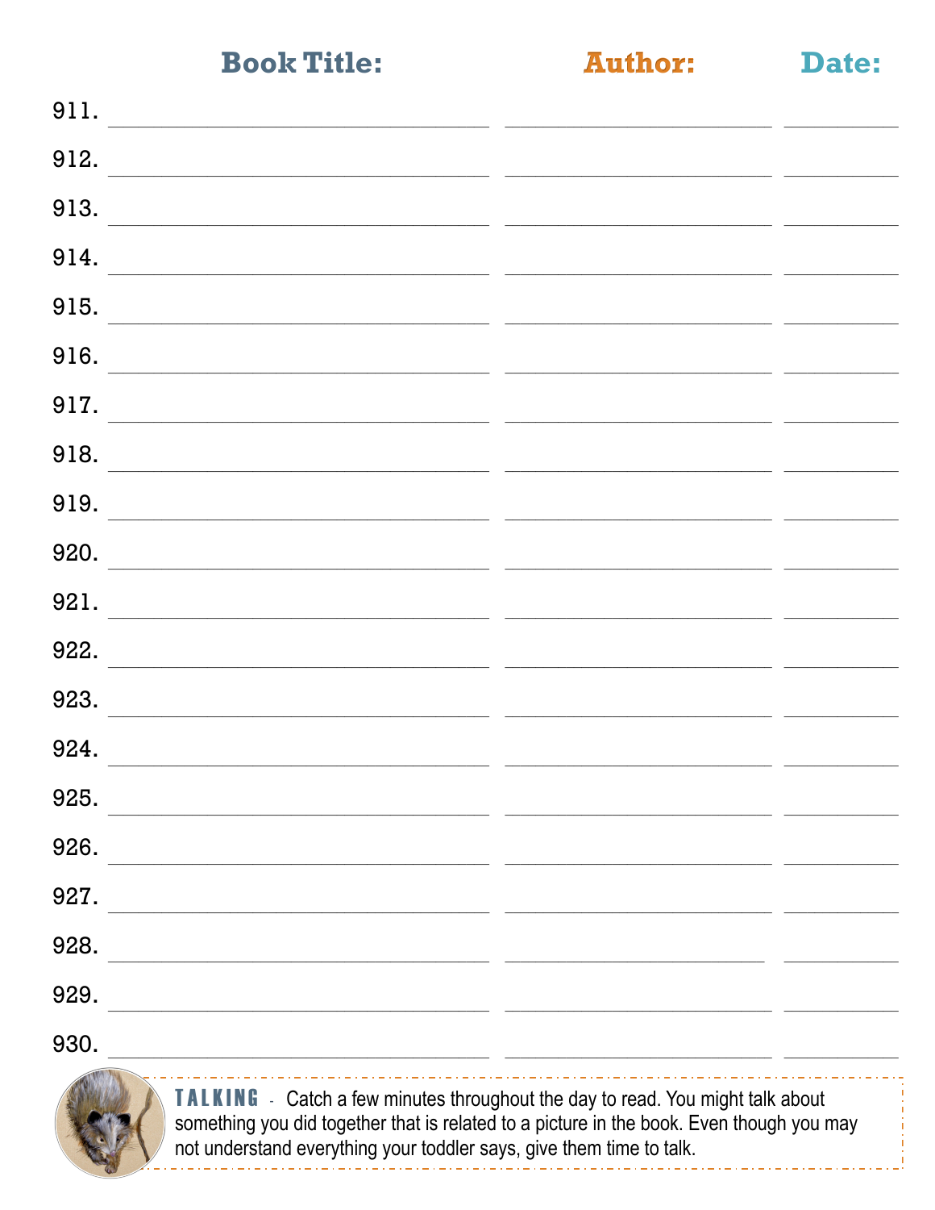| | Book Title: | Author: | Date: |
|---|---|---|---|
| 911. | | | |
| 912. | | | |
| 913. | | | |
| 914. | | | |
| 915. | | | |
| 916. | | | |
| 917. | | | |
| 918. | | | |
| 919. | | | |
| 920. | | | |
| 921. | | | |
| 922. | | | |
| 923. | | | |
| 924. | | | |
| 925. | | | |
| 926. | | | |
| 927. | | | |
| 928. | | | |
| 929. | | | |
| 930. | | | |

**TALKING** - Catch a few minutes throughout the day to read. You might talk about something you did together that is related to a picture in the book. Even though you may not understand everything your toddler says, give them time to talk.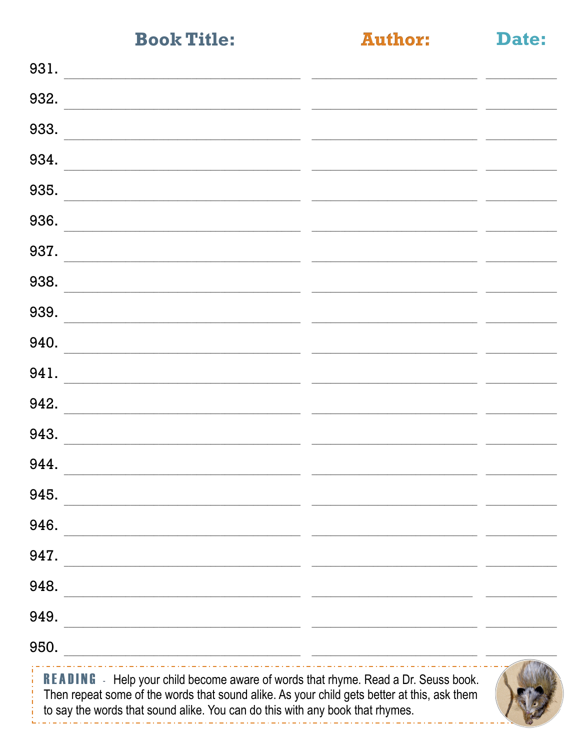| | Book Title: | Author: | Date: |
|---|---|---|---|
| 931. | | | |
| 932. | | | |
| 933. | | | |
| 934. | | | |
| 935. | | | |
| 936. | | | |
| 937. | | | |
| 938. | | | |
| 939. | | | |
| 940. | | | |
| 941. | | | |
| 942. | | | |
| 943. | | | |
| 944. | | | |
| 945. | | | |
| 946. | | | |
| 947. | | | |
| 948. | | | |
| 949. | | | |
| 950. | | | |

**READING** - Help your child become aware of words that rhyme. Read a Dr. Seuss book. Then repeat some of the words that sound alike. As your child gets better at this, ask them to say the words that sound alike. You can do this with any book that rhymes.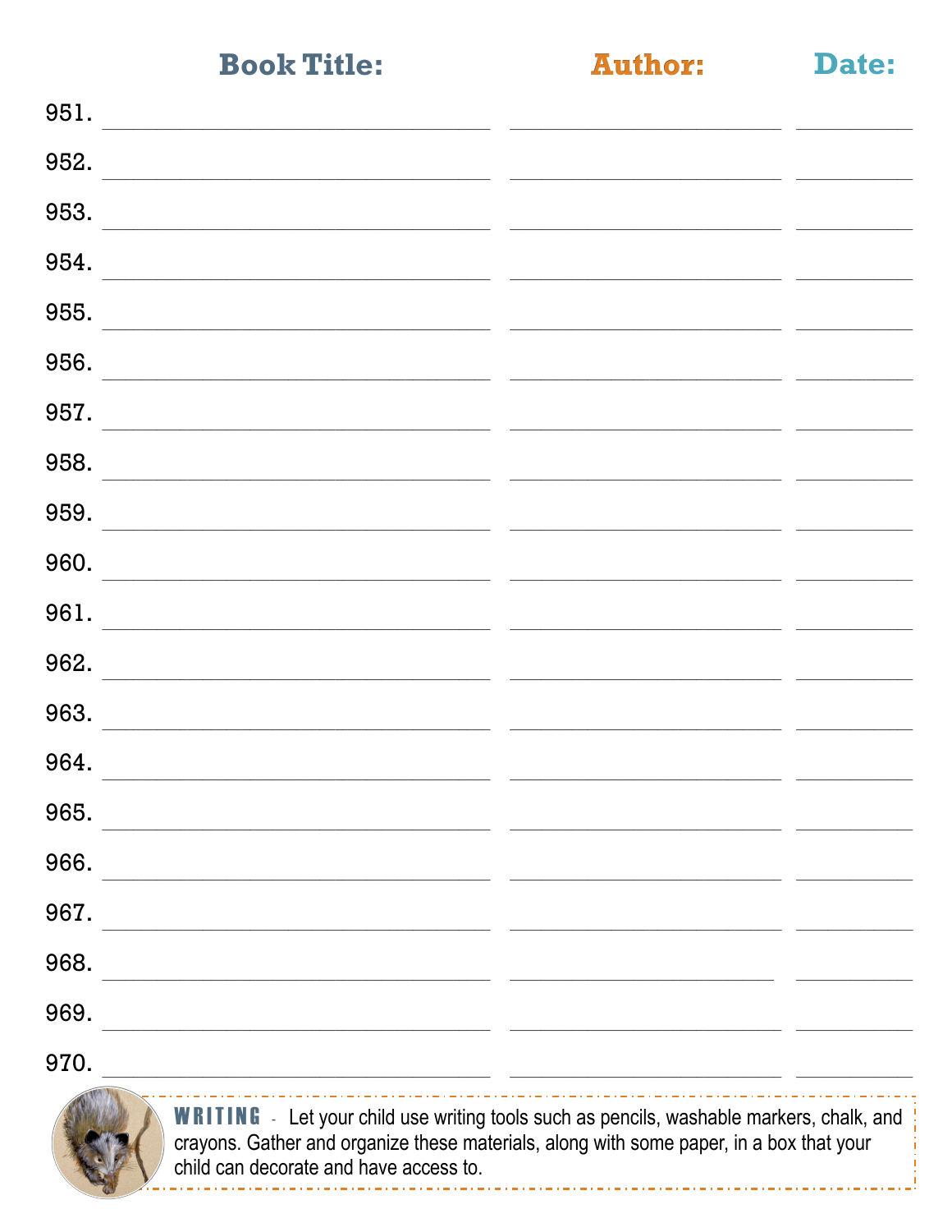| | Book Title: | Author: | Date: |
|---|---|---|---|
| 951. | | | |
| 952. | | | |
| 953. | | | |
| 954. | | | |
| 955. | | | |
| 956. | | | |
| 957. | | | |
| 958. | | | |
| 959. | | | |
| 960. | | | |
| 961. | | | |
| 962. | | | |
| 963. | | | |
| 964. | | | |
| 965. | | | |
| 966. | | | |
| 967. | | | |
| 968. | | | |
| 969. | | | |
| 970. | | | |

**WRITING** - Let your child use writing tools such as pencils, washable markers, chalk, and crayons. Gather and organize these materials, along with some paper, in a box that your child can decorate and have access to.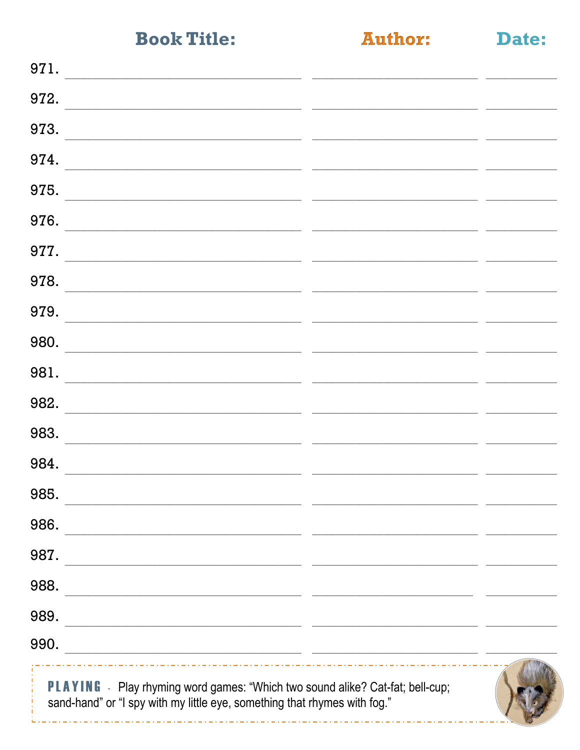| | Book Title: | Author: | Date: |
|---|---|---|---|
| 971. | | | |
| 972. | | | |
| 973. | | | |
| 974. | | | |
| 975. | | | |
| 976. | | | |
| 977. | | | |
| 978. | | | |
| 979. | | | |
| 980. | | | |
| 981. | | | |
| 982. | | | |
| 983. | | | |
| 984. | | | |
| 985. | | | |
| 986. | | | |
| 987. | | | |
| 988. | | | |
| 989. | | | |
| 990. | | | |

**PLAYING** - Play rhyming word games: "Which two sound alike? Cat-fat; bell-cup; sand-hand" or "I spy with my little eye, something that rhymes with fog."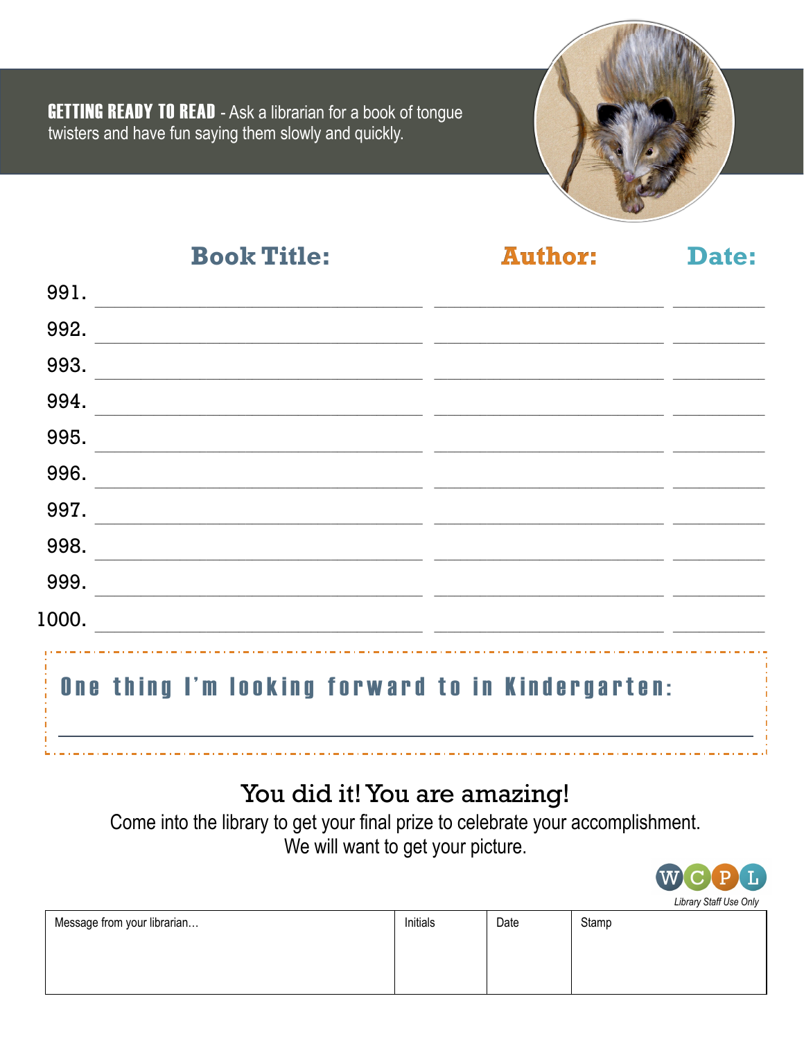**GETTING READY TO READ** - Ask a librarian for a book of tongue twisters and have fun saying them slowly and quickly.

| | Book Title: | Author: | Date: |
|---|---|---|---|
| 991. | | | |
| 992. | | | |
| 993. | | | |
| 994. | | | |
| 995. | | | |
| 996. | | | |
| 997. | | | |
| 998. | | | |
| 999. | | | |
| 1000. | | | |

**One thing I'm looking forward to in Kindergarten:**

______________________________________________

## You did it! You are amazing!

Come into the library to get your final prize to celebrate your accomplishment.
We will want to get your picture.

WCPL

*Library Staff Use Only*

| Message from your librarian… | Initials | Date | Stamp |
|---|---|---|---|
| | | | |